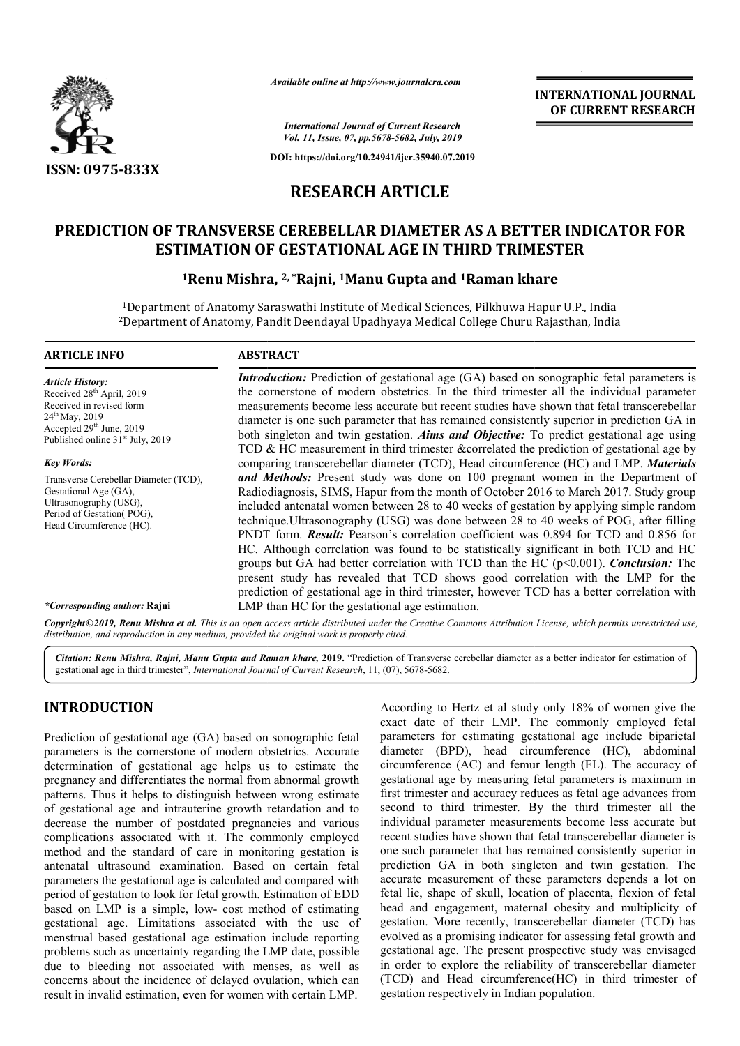*Available online at http://www.journalcra.com*

*International Journal of Current Research*
*Vol. 11, Issue, 07, pp.5678-5682, July, 2019*

**DOI: https://doi.org/10.24941/ijcr.35940.07.2019**

**ISSN: 0975-833X**

**INTERNATIONAL JOURNAL OF CURRENT RESEARCH**

# RESEARCH ARTICLE

# PREDICTION OF TRANSVERSE CEREBELLAR DIAMETER AS A BETTER INDICATOR FOR ESTIMATION OF GESTATIONAL AGE IN THIRD TRIMESTER

**[1]Renu Mishra, [2,*]Rajni, [1]Manu Gupta and [1]Raman khare**

[1]Department of Anatomy Saraswathi Institute of Medical Sciences, Pilkhuwa Hapur U.P., India
[2]Department of Anatomy, Pandit Deendayal Upadhyaya Medical College Churu Rajasthan, India

## ARTICLE INFO

*Article History:*
Received 28th April, 2019
Received in revised form
24th May, 2019
Accepted 29th June, 2019
Published online 31st July, 2019

*Key Words:*
Transverse Cerebellar Diameter (TCD),
Gestational Age (GA),
Ultrasonography (USG),
Period of Gestation( POG),
Head Circumference (HC).

**\*Corresponding author: Rajni**

## ABSTRACT

***Introduction:*** Prediction of gestational age (GA) based on sonographic fetal parameters is the cornerstone of modern obstetrics. In the third trimester all the individual parameter measurements become less accurate but recent studies have shown that fetal transcerebellar diameter is one such parameter that has remained consistently superior in prediction GA in both singleton and twin gestation. ***Aims and Objective:*** To predict gestational age using TCD & HC measurement in third trimester &correlated the prediction of gestational age by comparing transcerebellar diameter (TCD), Head circumference (HC) and LMP. ***Materials and Methods:*** Present study was done on 100 pregnant women in the Department of Radiodiagnosis, SIMS, Hapur from the month of October 2016 to March 2017. Study group included antenatal women between 28 to 40 weeks of gestation by applying simple random technique.Ultrasonography (USG) was done between 28 to 40 weeks of POG, after filling PNDT form. ***Result:*** Pearson's correlation coefficient was 0.894 for TCD and 0.856 for HC. Although correlation was found to be statistically significant in both TCD and HC groups but GA had better correlation with TCD than the HC ($p<0.001$). ***Conclusion:*** The present study has revealed that TCD shows good correlation with the LMP for the prediction of gestational age in third trimester, however TCD has a better correlation with LMP than HC for the gestational age estimation.

***Copyright©2019, Renu Mishra et al.** This is an open access article distributed under the Creative Commons Attribution License, which permits unrestricted use, distribution, and reproduction in any medium, provided the original work is properly cited.*

***Citation: Renu Mishra, Rajni, Manu Gupta and Raman khare,* 2019.** "Prediction of Transverse cerebellar diameter as a better indicator for estimation of gestational age in third trimester", *International Journal of Current Research*, 11, (07), 5678-5682.

## INTRODUCTION

Prediction of gestational age (GA) based on sonographic fetal parameters is the cornerstone of modern obstetrics. Accurate determination of gestational age helps us to estimate the pregnancy and differentiates the normal from abnormal growth patterns. Thus it helps to distinguish between wrong estimate of gestational age and intrauterine growth retardation and to decrease the number of postdated pregnancies and various complications associated with it. The commonly employed method and the standard of care in monitoring gestation is antenatal ultrasound examination. Based on certain fetal parameters the gestational age is calculated and compared with period of gestation to look for fetal growth. Estimation of EDD based on LMP is a simple, low- cost method of estimating gestational age. Limitations associated with the use of menstrual based gestational age estimation include reporting problems such as uncertainty regarding the LMP date, possible due to bleeding not associated with menses, as well as concerns about the incidence of delayed ovulation, which can result in invalid estimation, even for women with certain LMP.

According to Hertz et al study only 18% of women give the exact date of their LMP. The commonly employed fetal parameters for estimating gestational age include biparietal diameter (BPD), head circumference (HC), abdominal circumference (AC) and femur length (FL). The accuracy of gestational age by measuring fetal parameters is maximum in first trimester and accuracy reduces as fetal age advances from second to third trimester. By the third trimester all the individual parameter measurements become less accurate but recent studies have shown that fetal transcerebellar diameter is one such parameter that has remained consistently superior in prediction GA in both singleton and twin gestation. The accurate measurement of these parameters depends a lot on fetal lie, shape of skull, location of placenta, flexion of fetal head and engagement, maternal obesity and multiplicity of gestation. More recently, transcerebellar diameter (TCD) has evolved as a promising indicator for assessing fetal growth and gestational age. The present prospective study was envisaged in order to explore the reliability of transcerebellar diameter (TCD) and Head circumference(HC) in third trimester of gestation respectively in Indian population.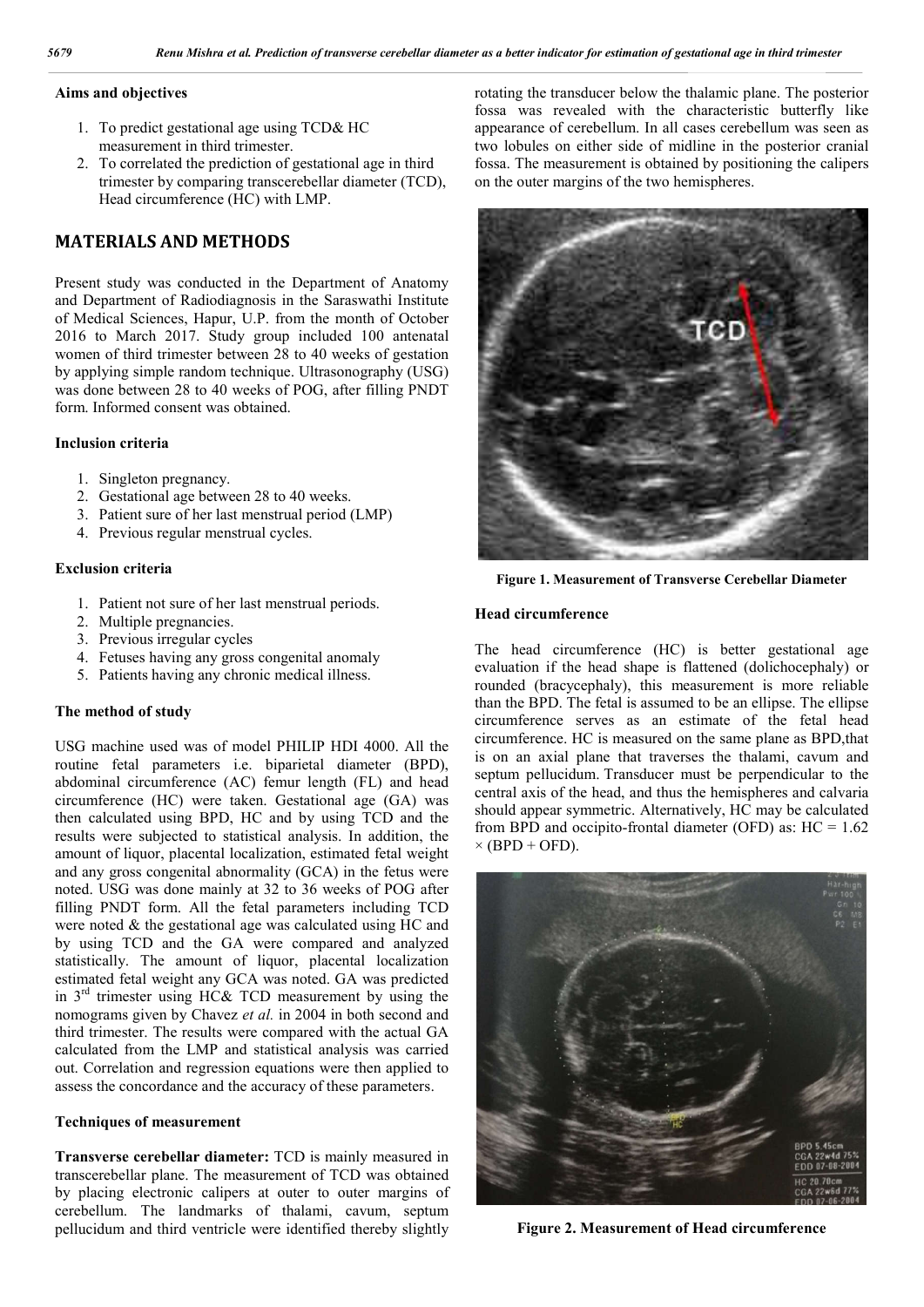### Aims and objectives

1. To predict gestational age using TCD& HC measurement in third trimester.
2. To correlated the prediction of gestational age in third trimester by comparing transcerebellar diameter (TCD), Head circumference (HC) with LMP.

## MATERIALS AND METHODS

Present study was conducted in the Department of Anatomy and Department of Radiodiagnosis in the Saraswathi Institute of Medical Sciences, Hapur, U.P. from the month of October 2016 to March 2017. Study group included 100 antenatal women of third trimester between 28 to 40 weeks of gestation by applying simple random technique. Ultrasonography (USG) was done between 28 to 40 weeks of POG, after filling PNDT form. Informed consent was obtained.

### Inclusion criteria

1. Singleton pregnancy.
2. Gestational age between 28 to 40 weeks.
3. Patient sure of her last menstrual period (LMP)
4. Previous regular menstrual cycles.

### Exclusion criteria

1. Patient not sure of her last menstrual periods.
2. Multiple pregnancies.
3. Previous irregular cycles
4. Fetuses having any gross congenital anomaly
5. Patients having any chronic medical illness.

### The method of study

USG machine used was of model PHILIP HDI 4000. All the routine fetal parameters i.e. biparietal diameter (BPD), abdominal circumference (AC) femur length (FL) and head circumference (HC) were taken. Gestational age (GA) was then calculated using BPD, HC and by using TCD and the results were subjected to statistical analysis. In addition, the amount of liquor, placental localization, estimated fetal weight and any gross congenital abnormality (GCA) in the fetus were noted. USG was done mainly at 32 to 36 weeks of POG after filling PNDT form. All the fetal parameters including TCD were noted & the gestational age was calculated using HC and by using TCD and the GA were compared and analyzed statistically. The amount of liquor, placental localization estimated fetal weight any GCA was noted. GA was predicted in 3rd trimester using HC& TCD measurement by using the nomograms given by Chavez *et al.* in 2004 in both second and third trimester. The results were compared with the actual GA calculated from the LMP and statistical analysis was carried out. Correlation and regression equations were then applied to assess the concordance and the accuracy of these parameters.

### Techniques of measurement

**Transverse cerebellar diameter:** TCD is mainly measured in transcerebellar plane. The measurement of TCD was obtained by placing electronic calipers at outer to outer margins of cerebellum. The landmarks of thalami, cavum, septum pellucidum and third ventricle were identified thereby slightly rotating the transducer below the thalamic plane. The posterior fossa was revealed with the characteristic butterfly like appearance of cerebellum. In all cases cerebellum was seen as two lobules on either side of midline in the posterior cranial fossa. The measurement is obtained by positioning the calipers on the outer margins of the two hemispheres.

**Figure 1. Measurement of Transverse Cerebellar Diameter**

### Head circumference

The head circumference (HC) is better gestational age evaluation if the head shape is flattened (dolichocephaly) or rounded (bracycephaly), this measurement is more reliable than the BPD. The fetal is assumed to be an ellipse. The ellipse circumference serves as an estimate of the fetal head circumference. HC is measured on the same plane as BPD,that is on an axial plane that traverses the thalami, cavum and septum pellucidum. Transducer must be perpendicular to the central axis of the head, and thus the hemispheres and calvaria should appear symmetric. Alternatively, HC may be calculated from BPD and occipito-frontal diameter (OFD) as: $HC = 1.62 \times (BPD + OFD)$.

**Figure 2. Measurement of Head circumference**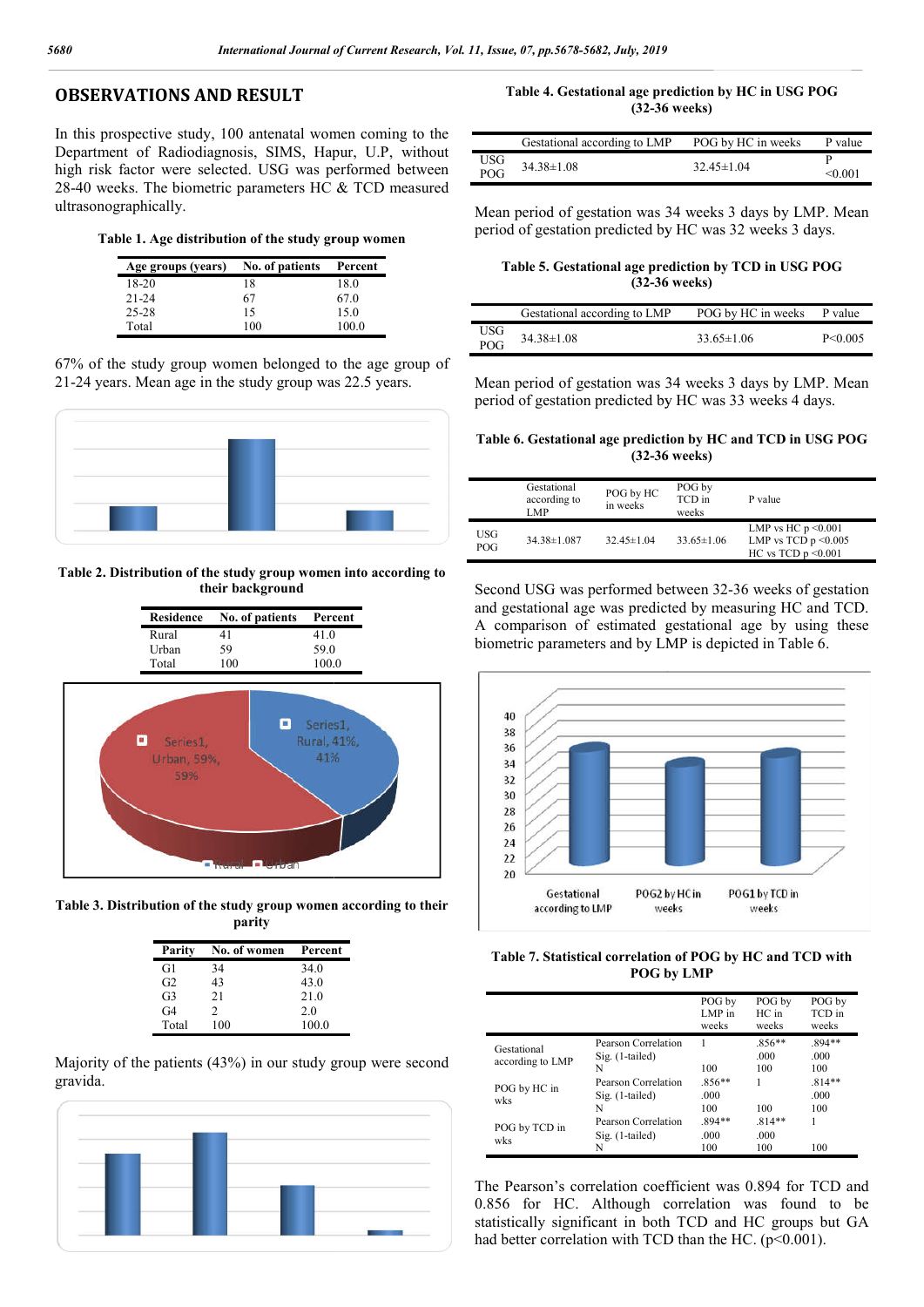## OBSERVATIONS AND RESULT

In this prospective study, 100 antenatal women coming to the Department of Radiodiagnosis, SIMS, Hapur, U.P, without high risk factor were selected. USG was performed between 28-40 weeks. The biometric parameters HC & TCD measured ultrasonographically.

**Table 1. Age distribution of the study group women**

| Age groups (years) | No. of patients | Percent |
|---|---|---|
| 18-20 | 18 | 18.0 |
| 21-24 | 67 | 67.0 |
| 25-28 | 15 | 15.0 |
| Total | 100 | 100.0 |

67% of the study group women belonged to the age group of 21-24 years. Mean age in the study group was 22.5 years.

**Table 2. Distribution of the study group women into according to their background**

| Residence | No. of patients | Percent |
|---|---|---|
| Rural | 41 | 41.0 |
| Urban | 59 | 59.0 |
| Total | 100 | 100.0 |

**Table 3. Distribution of the study group women according to their parity**

| Parity | No. of women | Percent |
|---|---|---|
| G1 | 34 | 34.0 |
| G2 | 43 | 43.0 |
| G3 | 21 | 21.0 |
| G4 | 2 | 2.0 |
| Total | 100 | 100.0 |

Majority of the patients (43%) in our study group were second gravida.

**Table 4. Gestational age prediction by HC in USG POG (32-36 weeks)**

| | Gestational according to LMP | POG by HC in weeks | P value |
|---|---|---|---|
| USG POG | 34.38±1.08 | 32.45±1.04 | P <0.001 |

Mean period of gestation was 34 weeks 3 days by LMP. Mean period of gestation predicted by HC was 32 weeks 3 days.

**Table 5. Gestational age prediction by TCD in USG POG (32-36 weeks)**

| | Gestational according to LMP | POG by HC in weeks | P value |
|---|---|---|---|
| USG POG | 34.38±1.08 | 33.65±1.06 | P<0.005 |

Mean period of gestation was 34 weeks 3 days by LMP. Mean period of gestation predicted by HC was 33 weeks 4 days.

**Table 6. Gestational age prediction by HC and TCD in USG POG (32-36 weeks)**

| | Gestational according to LMP | POG by HC in weeks | POG by TCD in weeks | P value |
|---|---|---|---|---|
| USG POG | 34.38±1.087 | 32.45±1.04 | 33.65±1.06 | LMP vs HC p <0.001<br>LMP vs TCD p <0.005<br>HC vs TCD p <0.001 |

Second USG was performed between 32-36 weeks of gestation and gestational age was predicted by measuring HC and TCD. A comparison of estimated gestational age by using these biometric parameters and by LMP is depicted in Table 6.

**Table 7. Statistical correlation of POG by HC and TCD with POG by LMP**

| | | POG by LMP in weeks | POG by HC in weeks | POG by TCD in weeks |
|---|---|---|---|---|
| Gestational according to LMP | Pearson Correlation | 1 | .856** | .894** |
| | Sig. (1-tailed) | | .000 | .000 |
| | N | 100 | 100 | 100 |
| POG by HC in wks | Pearson Correlation | .856** | 1 | .814** |
| | Sig. (1-tailed) | .000 | | .000 |
| | N | 100 | 100 | 100 |
| POG by TCD in wks | Pearson Correlation | .894** | .814** | 1 |
| | Sig. (1-tailed) | .000 | .000 | |
| | N | 100 | 100 | 100 |

The Pearson's correlation coefficient was 0.894 for TCD and 0.856 for HC. Although correlation was found to be statistically significant in both TCD and HC groups but GA had better correlation with TCD than the HC. (p<0.001).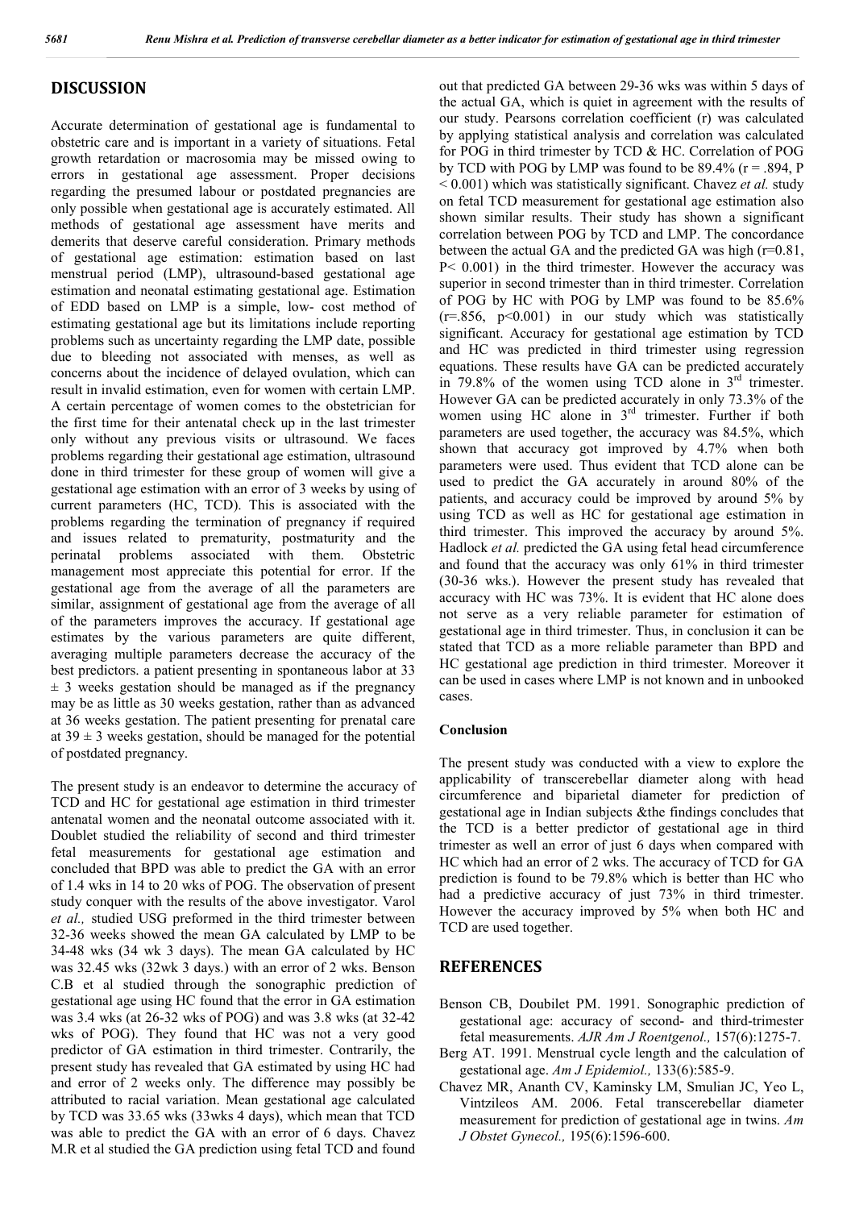## DISCUSSION

Accurate determination of gestational age is fundamental to obstetric care and is important in a variety of situations. Fetal growth retardation or macrosomia may be missed owing to errors in gestational age assessment. Proper decisions regarding the presumed labour or postdated pregnancies are only possible when gestational age is accurately estimated. All methods of gestational age assessment have merits and demerits that deserve careful consideration. Primary methods of gestational age estimation: estimation based on last menstrual period (LMP), ultrasound-based gestational age estimation and neonatal estimating gestational age. Estimation of EDD based on LMP is a simple, low- cost method of estimating gestational age but its limitations include reporting problems such as uncertainty regarding the LMP date, possible due to bleeding not associated with menses, as well as concerns about the incidence of delayed ovulation, which can result in invalid estimation, even for women with certain LMP. A certain percentage of women comes to the obstetrician for the first time for their antenatal check up in the last trimester only without any previous visits or ultrasound. We faces problems regarding their gestational age estimation, ultrasound done in third trimester for these group of women will give a gestational age estimation with an error of 3 weeks by using of current parameters (HC, TCD). This is associated with the problems regarding the termination of pregnancy if required and issues related to prematurity, postmaturity and the perinatal problems associated with them. Obstetric management most appreciate this potential for error. If the gestational age from the average of all the parameters are similar, assignment of gestational age from the average of all of the parameters improves the accuracy. If gestational age estimates by the various parameters are quite different, averaging multiple parameters decrease the accuracy of the best predictors. a patient presenting in spontaneous labor at 33 $\pm$ 3 weeks gestation should be managed as if the pregnancy may be as little as 30 weeks gestation, rather than as advanced at 36 weeks gestation. The patient presenting for prenatal care at 39 $\pm$ 3 weeks gestation, should be managed for the potential of postdated pregnancy.

The present study is an endeavor to determine the accuracy of TCD and HC for gestational age estimation in third trimester antenatal women and the neonatal outcome associated with it. Doublet studied the reliability of second and third trimester fetal measurements for gestational age estimation and concluded that BPD was able to predict the GA with an error of 1.4 wks in 14 to 20 wks of POG. The observation of present study conquer with the results of the above investigator. Varol *et al.,* studied USG preformed in the third trimester between 32-36 weeks showed the mean GA calculated by LMP to be 34-48 wks (34 wk 3 days). The mean GA calculated by HC was 32.45 wks (32wk 3 days.) with an error of 2 wks. Benson C.B et al studied through the sonographic prediction of gestational age using HC found that the error in GA estimation was 3.4 wks (at 26-32 wks of POG) and was 3.8 wks (at 32-42 wks of POG). They found that HC was not a very good predictor of GA estimation in third trimester. Contrarily, the present study has revealed that GA estimated by using HC had and error of 2 weeks only. The difference may possibly be attributed to racial variation. Mean gestational age calculated by TCD was 33.65 wks (33wks 4 days), which mean that TCD was able to predict the GA with an error of 6 days. Chavez M.R et al studied the GA prediction using fetal TCD and found out that predicted GA between 29-36 wks was within 5 days of the actual GA, which is quiet in agreement with the results of our study. Pearsons correlation coefficient (r) was calculated by applying statistical analysis and correlation was calculated for POG in third trimester by TCD & HC. Correlation of POG by TCD with POG by LMP was found to be 89.4% (r = .894, P < 0.001) which was statistically significant. Chavez *et al.* study on fetal TCD measurement for gestational age estimation also shown similar results. Their study has shown a significant correlation between POG by TCD and LMP. The concordance between the actual GA and the predicted GA was high (r=0.81, P< 0.001) in the third trimester. However the accuracy was superior in second trimester than in third trimester. Correlation of POG by HC with POG by LMP was found to be 85.6% (r=.856, p<0.001) in our study which was statistically significant. Accuracy for gestational age estimation by TCD and HC was predicted in third trimester using regression equations. These results have GA can be predicted accurately in 79.8% of the women using TCD alone in 3rd trimester. However GA can be predicted accurately in only 73.3% of the women using HC alone in 3rd trimester. Further if both parameters are used together, the accuracy was 84.5%, which shown that accuracy got improved by 4.7% when both parameters were used. Thus evident that TCD alone can be used to predict the GA accurately in around 80% of the patients, and accuracy could be improved by around 5% by using TCD as well as HC for gestational age estimation in third trimester. This improved the accuracy by around 5%. Hadlock *et al.* predicted the GA using fetal head circumference and found that the accuracy was only 61% in third trimester (30-36 wks.). However the present study has revealed that accuracy with HC was 73%. It is evident that HC alone does not serve as a very reliable parameter for estimation of gestational age in third trimester. Thus, in conclusion it can be stated that TCD as a more reliable parameter than BPD and HC gestational age prediction in third trimester. Moreover it can be used in cases where LMP is not known and in unbooked cases.

### Conclusion

The present study was conducted with a view to explore the applicability of transcerebellar diameter along with head circumference and biparietal diameter for prediction of gestational age in Indian subjects &the findings concludes that the TCD is a better predictor of gestational age in third trimester as well an error of just 6 days when compared with HC which had an error of 2 wks. The accuracy of TCD for GA prediction is found to be 79.8% which is better than HC who had a predictive accuracy of just 73% in third trimester. However the accuracy improved by 5% when both HC and TCD are used together.

## REFERENCES

Benson CB, Doubilet PM. 1991. Sonographic prediction of gestational age: accuracy of second- and third-trimester fetal measurements. *AJR Am J Roentgenol.,* 157(6):1275-7.

Berg AT. 1991. Menstrual cycle length and the calculation of gestational age. *Am J Epidemiol.,* 133(6):585-9.

Chavez MR, Ananth CV, Kaminsky LM, Smulian JC, Yeo L, Vintzileos AM. 2006. Fetal transcerebellar diameter measurement for prediction of gestational age in twins. *Am J Obstet Gynecol.,* 195(6):1596-600.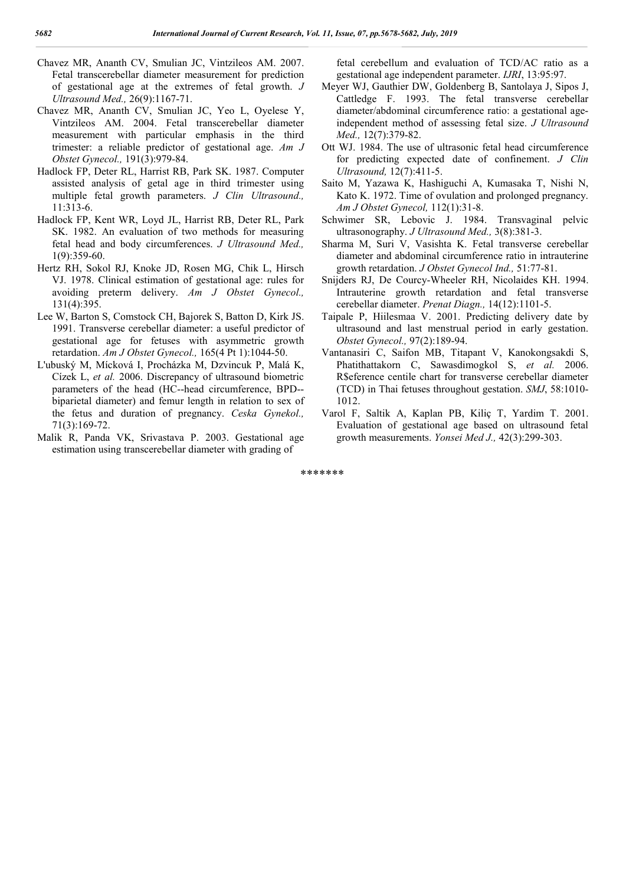Chavez MR, Ananth CV, Smulian JC, Vintzileos AM. 2007. Fetal transcerebellar diameter measurement for prediction of gestational age at the extremes of fetal growth. *J Ultrasound Med.,* 26(9):1167-71.

Chavez MR, Ananth CV, Smulian JC, Yeo L, Oyelese Y, Vintzileos AM. 2004. Fetal transcerebellar diameter measurement with particular emphasis in the third trimester: a reliable predictor of gestational age. *Am J Obstet Gynecol.,* 191(3):979-84.

Hadlock FP, Deter RL, Harrist RB, Park SK. 1987. Computer assisted analysis of getal age in third trimester using multiple fetal growth parameters. *J Clin Ultrasound.,* 11:313-6.

Hadlock FP, Kent WR, Loyd JL, Harrist RB, Deter RL, Park SK. 1982. An evaluation of two methods for measuring fetal head and body circumferences. *J Ultrasound Med.,* 1(9):359-60.

Hertz RH, Sokol RJ, Knoke JD, Rosen MG, Chik L, Hirsch VJ. 1978. Clinical estimation of gestational age: rules for avoiding preterm delivery. *Am J Obstet Gynecol.,* 131(4):395.

Lee W, Barton S, Comstock CH, Bajorek S, Batton D, Kirk JS. 1991. Transverse cerebellar diameter: a useful predictor of gestational age for fetuses with asymmetric growth retardation. *Am J Obstet Gynecol.,* 165(4 Pt 1):1044-50.

L'ubuský M, Mícková I, Procházka M, Dzvincuk P, Malá K, Cízek L, *et al.* 2006. Discrepancy of ultrasound biometric parameters of the head (HC--head circumference, BPD--biparietal diameter) and femur length in relation to sex of the fetus and duration of pregnancy. *Ceska Gynekol.,* 71(3):169-72.

Malik R, Panda VK, Srivastava P. 2003. Gestational age estimation using transcerebellar diameter with grading of fetal cerebellum and evaluation of TCD/AC ratio as a gestational age independent parameter. *IJRI*, 13:95:97.

Meyer WJ, Gauthier DW, Goldenberg B, Santolaya J, Sipos J, Cattledge F. 1993. The fetal transverse cerebellar diameter/abdominal circumference ratio: a gestational age-independent method of assessing fetal size. *J Ultrasound Med.,* 12(7):379-82.

Ott WJ. 1984. The use of ultrasonic fetal head circumference for predicting expected date of confinement. *J Clin Ultrasound,* 12(7):411-5.

Saito M, Yazawa K, Hashiguchi A, Kumasaka T, Nishi N, Kato K. 1972. Time of ovulation and prolonged pregnancy. *Am J Obstet Gynecol,* 112(1):31-8.

Schwimer SR, Lebovic J. 1984. Transvaginal pelvic ultrasonography. *J Ultrasound Med.,* 3(8):381-3.

Sharma M, Suri V, Vasishta K. Fetal transverse cerebellar diameter and abdominal circumference ratio in intrauterine growth retardation. *J Obstet Gynecol Ind.,* 51:77-81.

Snijders RJ, De Courcy-Wheeler RH, Nicolaides KH. 1994. Intrauterine growth retardation and fetal transverse cerebellar diameter. *Prenat Diagn.,* 14(12):1101-5.

Taipale P, Hiilesmaa V. 2001. Predicting delivery date by ultrasound and last menstrual period in early gestation. *Obstet Gynecol.,* 97(2):189-94.

Vantanasiri C, Saifon MB, Titapant V, Kanokongsakdi S, Phatithattakorn C, Sawasdimogkol S, *et al.* 2006. R$eference centile chart for transverse cerebellar diameter (TCD) in Thai fetuses throughout gestation. *SMJ*, 58:1010-1012.

Varol F, Saltik A, Kaplan PB, Kiliç T, Yardim T. 2001. Evaluation of gestational age based on ultrasound fetal growth measurements. *Yonsei Med J.,* 42(3):299-303.

*******